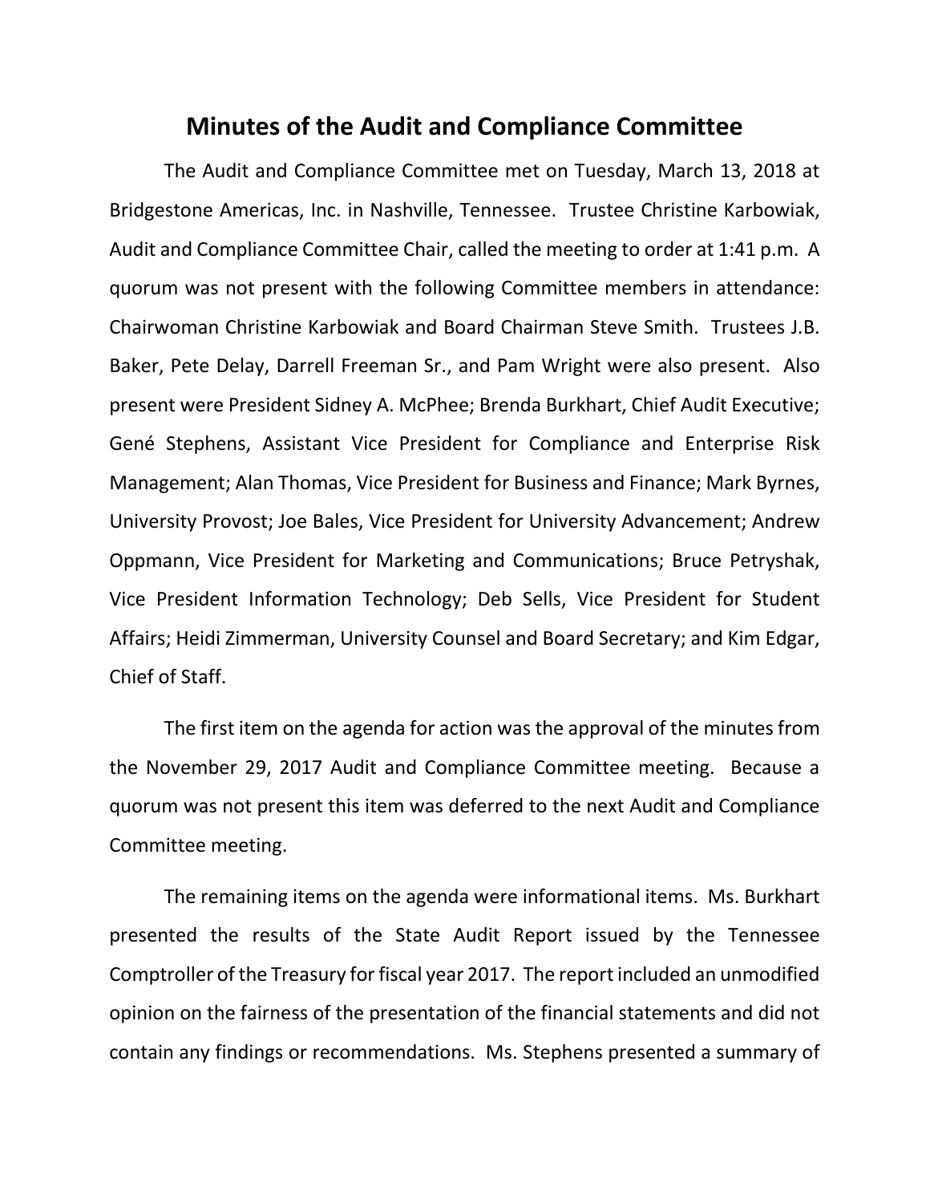# Minutes of the Audit and Compliance Committee

The Audit and Compliance Committee met on Tuesday, March 13, 2018 at Bridgestone Americas, Inc. in Nashville, Tennessee. Trustee Christine Karbowiak, Audit and Compliance Committee Chair, called the meeting to order at 1:41 p.m. A quorum was not present with the following Committee members in attendance: Chairwoman Christine Karbowiak and Board Chairman Steve Smith. Trustees J.B. Baker, Pete Delay, Darrell Freeman Sr., and Pam Wright were also present. Also present were President Sidney A. McPhee; Brenda Burkhart, Chief Audit Executive; Gené Stephens, Assistant Vice President for Compliance and Enterprise Risk Management; Alan Thomas, Vice President for Business and Finance; Mark Byrnes, University Provost; Joe Bales, Vice President for University Advancement; Andrew Oppmann, Vice President for Marketing and Communications; Bruce Petryshak, Vice President Information Technology; Deb Sells, Vice President for Student Affairs; Heidi Zimmerman, University Counsel and Board Secretary; and Kim Edgar, Chief of Staff.

The first item on the agenda for action was the approval of the minutes from the November 29, 2017 Audit and Compliance Committee meeting. Because a quorum was not present this item was deferred to the next Audit and Compliance Committee meeting.

The remaining items on the agenda were informational items. Ms. Burkhart presented the results of the State Audit Report issued by the Tennessee Comptroller of the Treasury for fiscal year 2017. The report included an unmodified opinion on the fairness of the presentation of the financial statements and did not contain any findings or recommendations. Ms. Stephens presented a summary of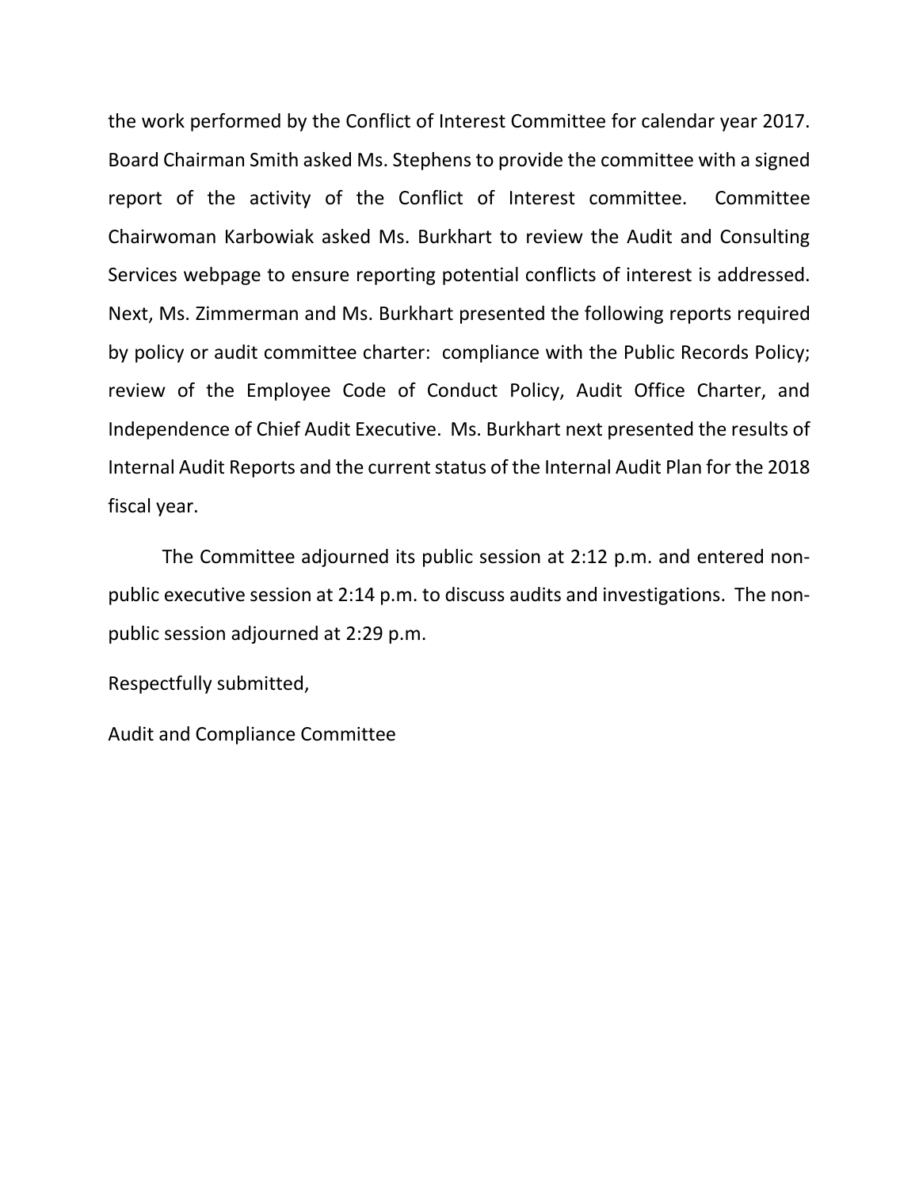the work performed by the Conflict of Interest Committee for calendar year 2017. Board Chairman Smith asked Ms. Stephens to provide the committee with a signed report of the activity of the Conflict of Interest committee. Committee Chairwoman Karbowiak asked Ms. Burkhart to review the Audit and Consulting Services webpage to ensure reporting potential conflicts of interest is addressed. Next, Ms. Zimmerman and Ms. Burkhart presented the following reports required by policy or audit committee charter: compliance with the Public Records Policy; review of the Employee Code of Conduct Policy, Audit Office Charter, and Independence of Chief Audit Executive. Ms. Burkhart next presented the results of Internal Audit Reports and the current status of the Internal Audit Plan for the 2018 fiscal year.

The Committee adjourned its public session at 2:12 p.m. and entered non-public executive session at 2:14 p.m. to discuss audits and investigations. The non-public session adjourned at 2:29 p.m.

Respectfully submitted,

Audit and Compliance Committee